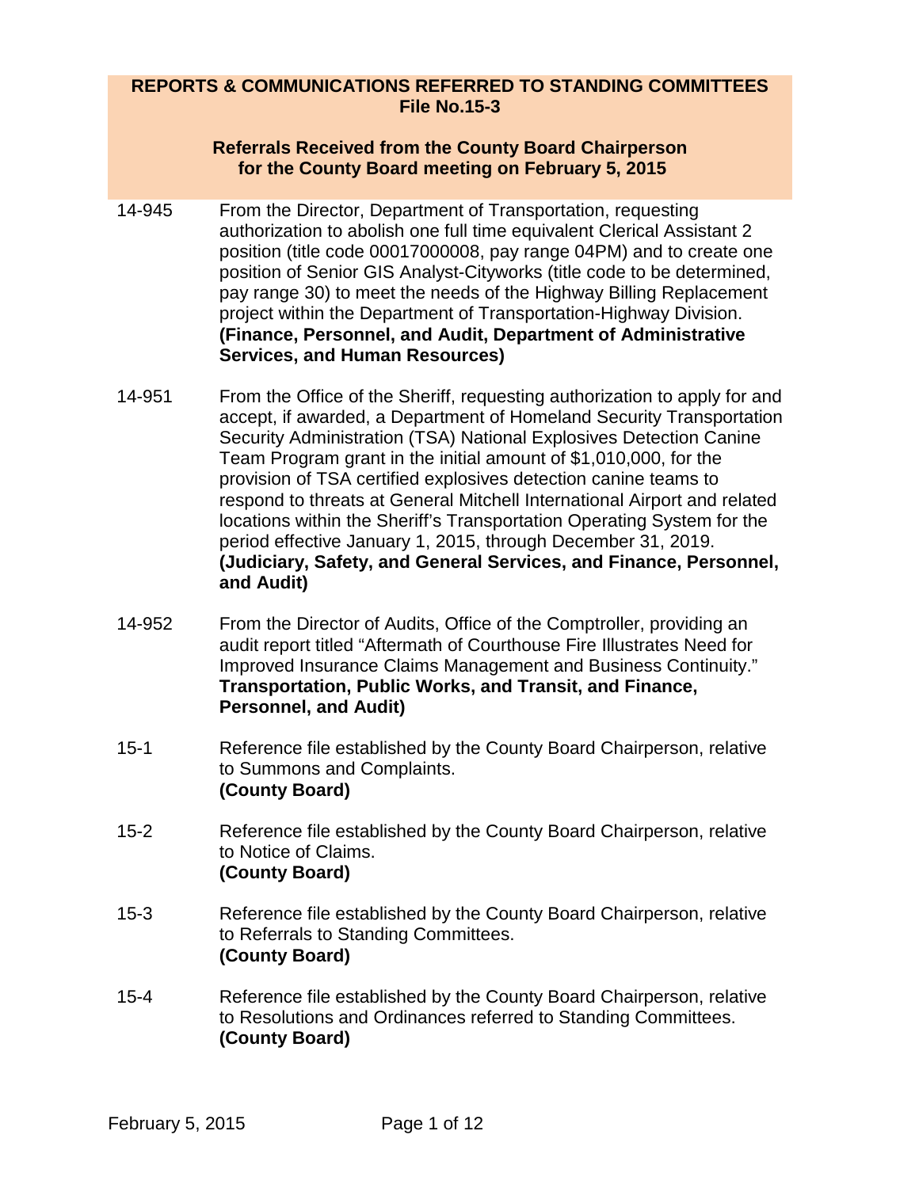**REPORTS & COMMUNICATIONS REFERRED TO STANDING COMMITTEES**
**File No.15-3**

**Referrals Received from the County Board Chairperson**
**for the County Board meeting on February 5, 2015**

14-945 From the Director, Department of Transportation, requesting authorization to abolish one full time equivalent Clerical Assistant 2 position (title code 00017000008, pay range 04PM) and to create one position of Senior GIS Analyst-Cityworks (title code to be determined, pay range 30) to meet the needs of the Highway Billing Replacement project within the Department of Transportation-Highway Division. **(Finance, Personnel, and Audit, Department of Administrative Services, and Human Resources)**

14-951 From the Office of the Sheriff, requesting authorization to apply for and accept, if awarded, a Department of Homeland Security Transportation Security Administration (TSA) National Explosives Detection Canine Team Program grant in the initial amount of $1,010,000, for the provision of TSA certified explosives detection canine teams to respond to threats at General Mitchell International Airport and related locations within the Sheriff's Transportation Operating System for the period effective January 1, 2015, through December 31, 2019. **(Judiciary, Safety, and General Services, and Finance, Personnel, and Audit)**

14-952 From the Director of Audits, Office of the Comptroller, providing an audit report titled "Aftermath of Courthouse Fire Illustrates Need for Improved Insurance Claims Management and Business Continuity." **Transportation, Public Works, and Transit, and Finance, Personnel, and Audit)**

15-1 Reference file established by the County Board Chairperson, relative to Summons and Complaints. **(County Board)**

15-2 Reference file established by the County Board Chairperson, relative to Notice of Claims. **(County Board)**

15-3 Reference file established by the County Board Chairperson, relative to Referrals to Standing Committees. **(County Board)**

15-4 Reference file established by the County Board Chairperson, relative to Resolutions and Ordinances referred to Standing Committees. **(County Board)**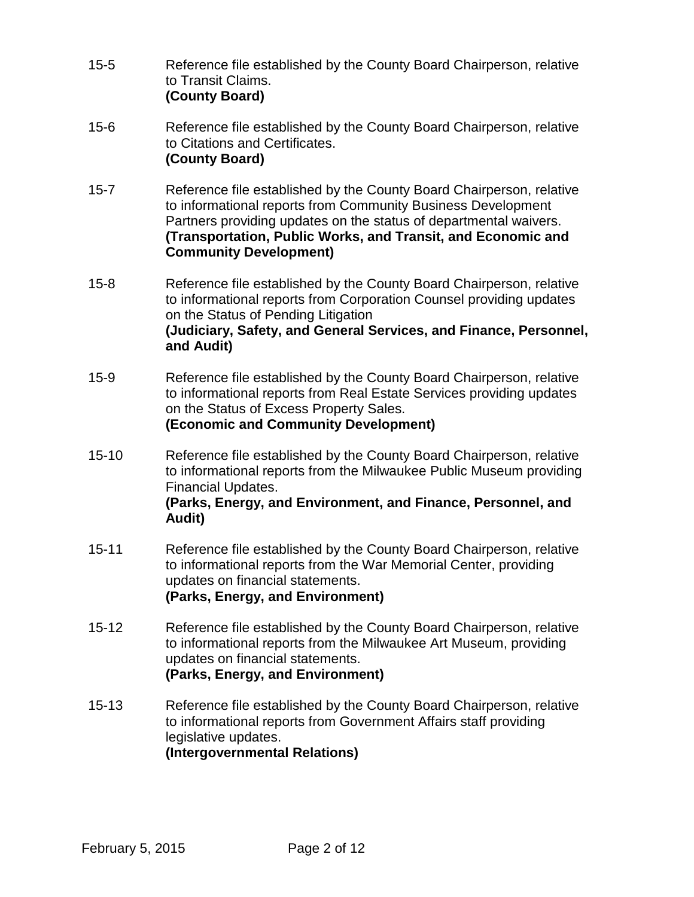15-5 Reference file established by the County Board Chairperson, relative to Transit Claims.
**(County Board)**

15-6 Reference file established by the County Board Chairperson, relative to Citations and Certificates.
**(County Board)**

15-7 Reference file established by the County Board Chairperson, relative to informational reports from Community Business Development Partners providing updates on the status of departmental waivers.
**(Transportation, Public Works, and Transit, and Economic and Community Development)**

15-8 Reference file established by the County Board Chairperson, relative to informational reports from Corporation Counsel providing updates on the Status of Pending Litigation
**(Judiciary, Safety, and General Services, and Finance, Personnel, and Audit)**

15-9 Reference file established by the County Board Chairperson, relative to informational reports from Real Estate Services providing updates on the Status of Excess Property Sales.
**(Economic and Community Development)**

15-10 Reference file established by the County Board Chairperson, relative to informational reports from the Milwaukee Public Museum providing Financial Updates.
**(Parks, Energy, and Environment, and Finance, Personnel, and Audit)**

15-11 Reference file established by the County Board Chairperson, relative to informational reports from the War Memorial Center, providing updates on financial statements.
**(Parks, Energy, and Environment)**

15-12 Reference file established by the County Board Chairperson, relative to informational reports from the Milwaukee Art Museum, providing updates on financial statements.
**(Parks, Energy, and Environment)**

15-13 Reference file established by the County Board Chairperson, relative to informational reports from Government Affairs staff providing legislative updates.
**(Intergovernmental Relations)**

February 5, 2015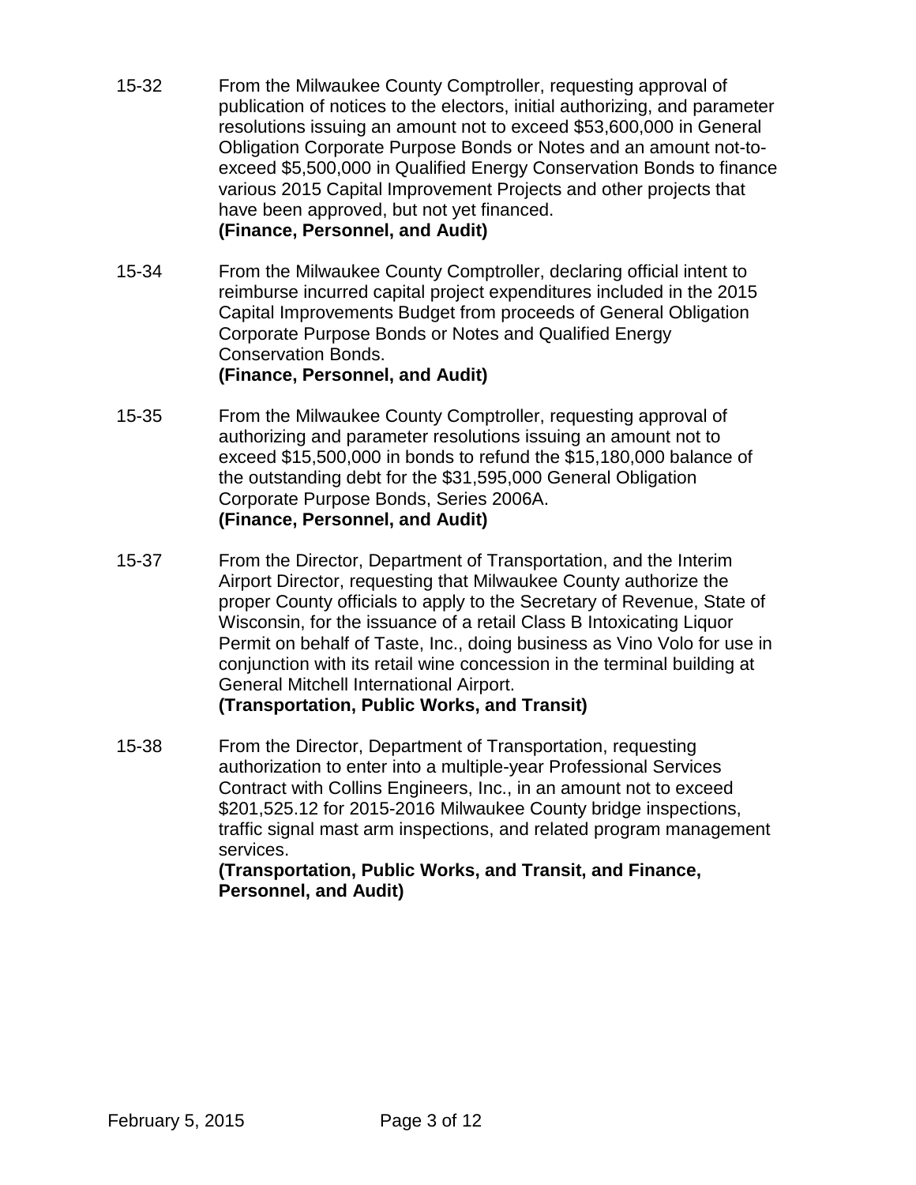15-32 From the Milwaukee County Comptroller, requesting approval of publication of notices to the electors, initial authorizing, and parameter resolutions issuing an amount not to exceed $53,600,000 in General Obligation Corporate Purpose Bonds or Notes and an amount not-to-exceed $5,500,000 in Qualified Energy Conservation Bonds to finance various 2015 Capital Improvement Projects and other projects that have been approved, but not yet financed.
**(Finance, Personnel, and Audit)**

15-34 From the Milwaukee County Comptroller, declaring official intent to reimburse incurred capital project expenditures included in the 2015 Capital Improvements Budget from proceeds of General Obligation Corporate Purpose Bonds or Notes and Qualified Energy Conservation Bonds.
**(Finance, Personnel, and Audit)**

15-35 From the Milwaukee County Comptroller, requesting approval of authorizing and parameter resolutions issuing an amount not to exceed $15,500,000 in bonds to refund the $15,180,000 balance of the outstanding debt for the $31,595,000 General Obligation Corporate Purpose Bonds, Series 2006A.
**(Finance, Personnel, and Audit)**

15-37 From the Director, Department of Transportation, and the Interim Airport Director, requesting that Milwaukee County authorize the proper County officials to apply to the Secretary of Revenue, State of Wisconsin, for the issuance of a retail Class B Intoxicating Liquor Permit on behalf of Taste, Inc., doing business as Vino Volo for use in conjunction with its retail wine concession in the terminal building at General Mitchell International Airport.
**(Transportation, Public Works, and Transit)**

15-38 From the Director, Department of Transportation, requesting authorization to enter into a multiple-year Professional Services Contract with Collins Engineers, Inc., in an amount not to exceed $201,525.12 for 2015-2016 Milwaukee County bridge inspections, traffic signal mast arm inspections, and related program management services.
**(Transportation, Public Works, and Transit, and Finance, Personnel, and Audit)**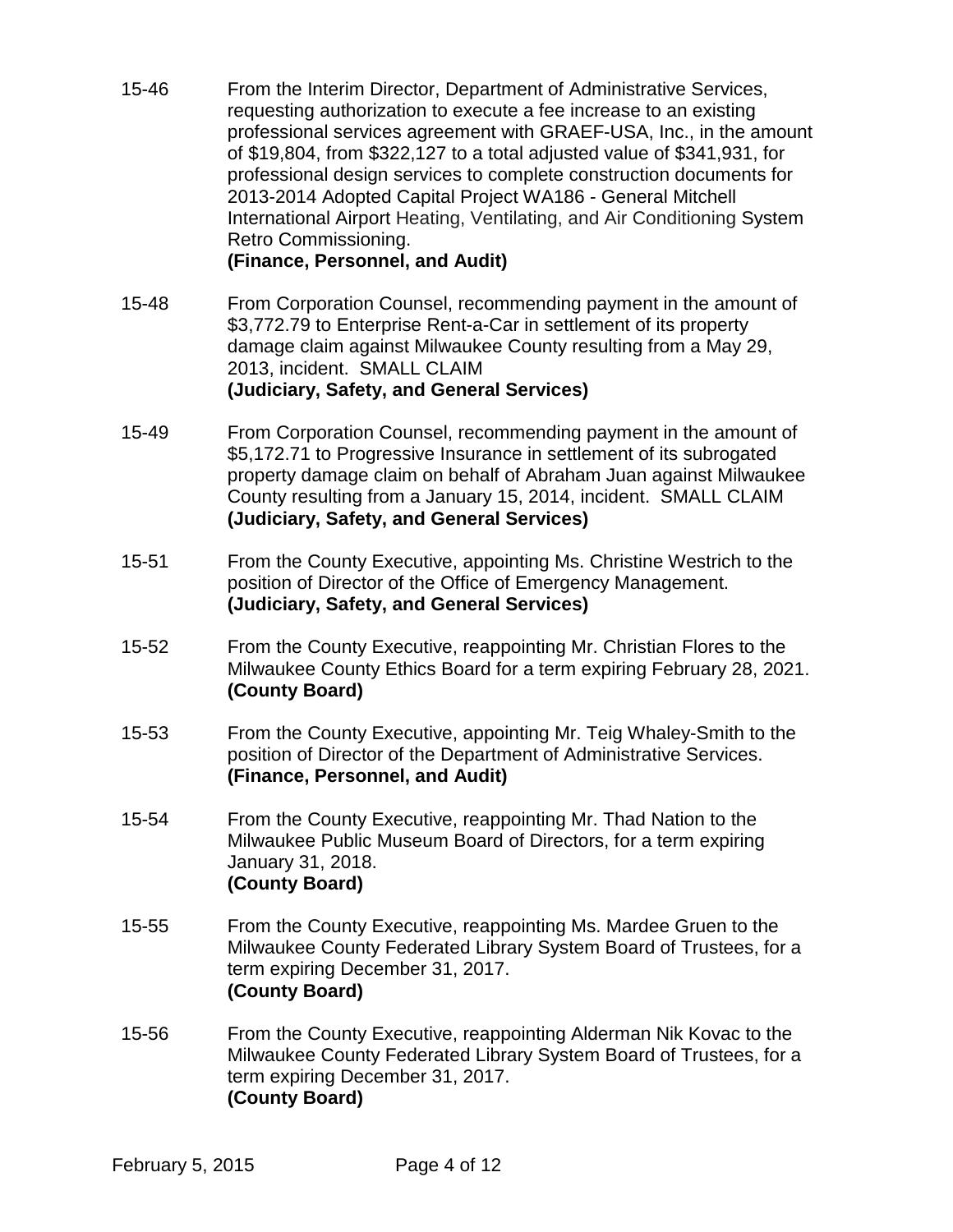15-46 From the Interim Director, Department of Administrative Services, requesting authorization to execute a fee increase to an existing professional services agreement with GRAEF-USA, Inc., in the amount of $19,804, from $322,127 to a total adjusted value of $341,931, for professional design services to complete construction documents for 2013-2014 Adopted Capital Project WA186 - General Mitchell International Airport Heating, Ventilating, and Air Conditioning System Retro Commissioning.
**(Finance, Personnel, and Audit)**

15-48 From Corporation Counsel, recommending payment in the amount of $3,772.79 to Enterprise Rent-a-Car in settlement of its property damage claim against Milwaukee County resulting from a May 29, 2013, incident. SMALL CLAIM
**(Judiciary, Safety, and General Services)**

15-49 From Corporation Counsel, recommending payment in the amount of $5,172.71 to Progressive Insurance in settlement of its subrogated property damage claim on behalf of Abraham Juan against Milwaukee County resulting from a January 15, 2014, incident. SMALL CLAIM
**(Judiciary, Safety, and General Services)**

15-51 From the County Executive, appointing Ms. Christine Westrich to the position of Director of the Office of Emergency Management.
**(Judiciary, Safety, and General Services)**

15-52 From the County Executive, reappointing Mr. Christian Flores to the Milwaukee County Ethics Board for a term expiring February 28, 2021.
**(County Board)**

15-53 From the County Executive, appointing Mr. Teig Whaley-Smith to the position of Director of the Department of Administrative Services.
**(Finance, Personnel, and Audit)**

15-54 From the County Executive, reappointing Mr. Thad Nation to the Milwaukee Public Museum Board of Directors, for a term expiring January 31, 2018.
**(County Board)**

15-55 From the County Executive, reappointing Ms. Mardee Gruen to the Milwaukee County Federated Library System Board of Trustees, for a term expiring December 31, 2017.
**(County Board)**

15-56 From the County Executive, reappointing Alderman Nik Kovac to the Milwaukee County Federated Library System Board of Trustees, for a term expiring December 31, 2017.
**(County Board)**

February 5, 2015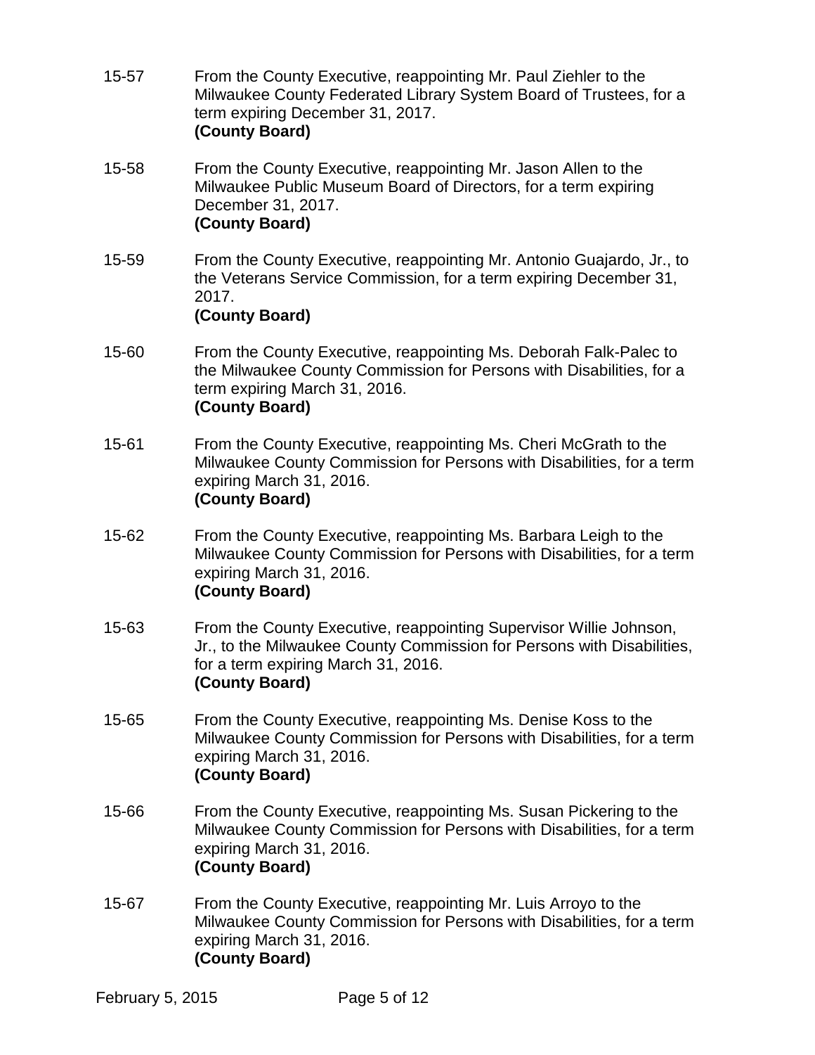15-57 From the County Executive, reappointing Mr. Paul Ziehler to the Milwaukee County Federated Library System Board of Trustees, for a term expiring December 31, 2017.
**(County Board)**

15-58 From the County Executive, reappointing Mr. Jason Allen to the Milwaukee Public Museum Board of Directors, for a term expiring December 31, 2017.
**(County Board)**

15-59 From the County Executive, reappointing Mr. Antonio Guajardo, Jr., to the Veterans Service Commission, for a term expiring December 31, 2017.
**(County Board)**

15-60 From the County Executive, reappointing Ms. Deborah Falk-Palec to the Milwaukee County Commission for Persons with Disabilities, for a term expiring March 31, 2016.
**(County Board)**

15-61 From the County Executive, reappointing Ms. Cheri McGrath to the Milwaukee County Commission for Persons with Disabilities, for a term expiring March 31, 2016.
**(County Board)**

15-62 From the County Executive, reappointing Ms. Barbara Leigh to the Milwaukee County Commission for Persons with Disabilities, for a term expiring March 31, 2016.
**(County Board)**

15-63 From the County Executive, reappointing Supervisor Willie Johnson, Jr., to the Milwaukee County Commission for Persons with Disabilities, for a term expiring March 31, 2016.
**(County Board)**

15-65 From the County Executive, reappointing Ms. Denise Koss to the Milwaukee County Commission for Persons with Disabilities, for a term expiring March 31, 2016.
**(County Board)**

15-66 From the County Executive, reappointing Ms. Susan Pickering to the Milwaukee County Commission for Persons with Disabilities, for a term expiring March 31, 2016.
**(County Board)**

15-67 From the County Executive, reappointing Mr. Luis Arroyo to the Milwaukee County Commission for Persons with Disabilities, for a term expiring March 31, 2016.
**(County Board)**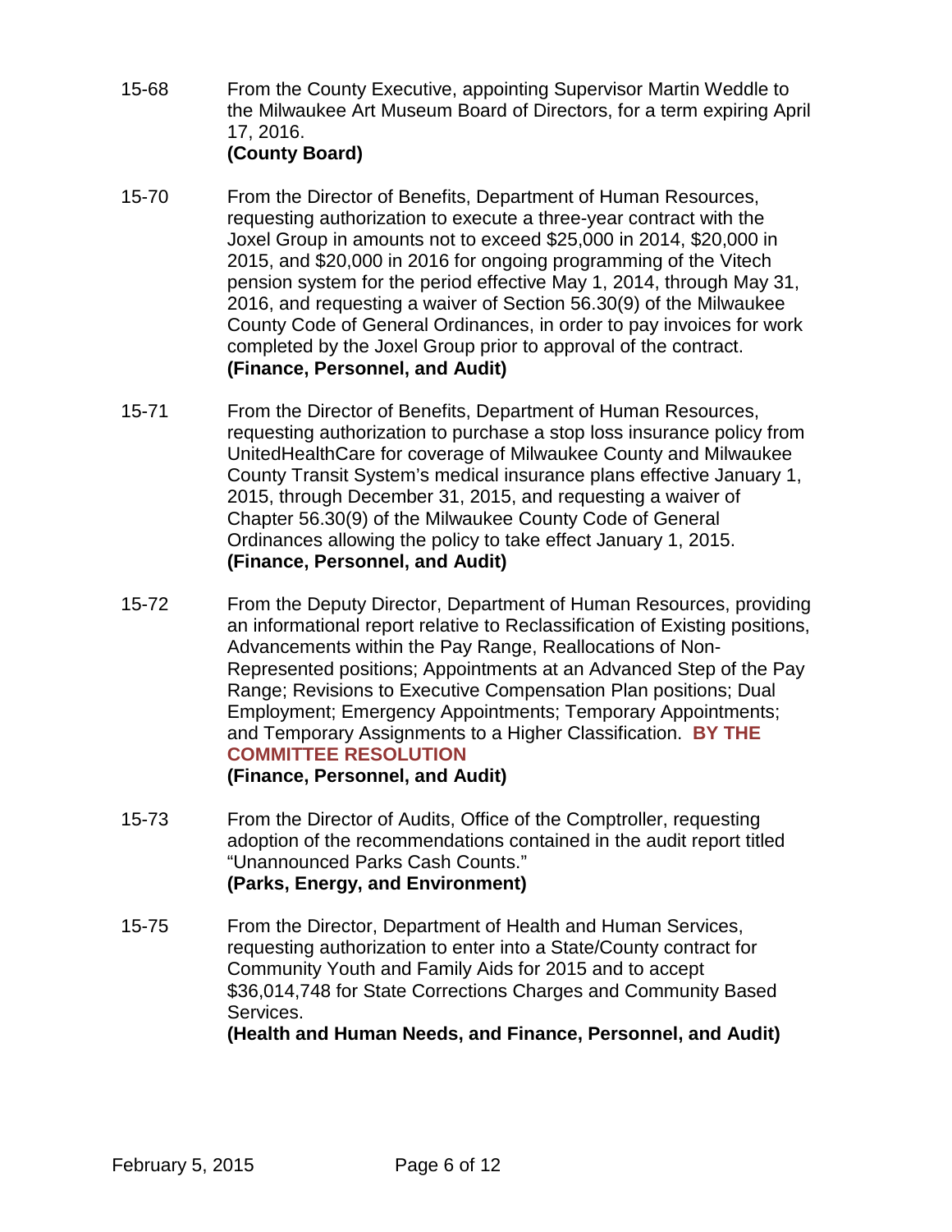15-68 From the County Executive, appointing Supervisor Martin Weddle to the Milwaukee Art Museum Board of Directors, for a term expiring April 17, 2016.
**(County Board)**

15-70 From the Director of Benefits, Department of Human Resources, requesting authorization to execute a three-year contract with the Joxel Group in amounts not to exceed $25,000 in 2014, $20,000 in 2015, and $20,000 in 2016 for ongoing programming of the Vitech pension system for the period effective May 1, 2014, through May 31, 2016, and requesting a waiver of Section 56.30(9) of the Milwaukee County Code of General Ordinances, in order to pay invoices for work completed by the Joxel Group prior to approval of the contract.
**(Finance, Personnel, and Audit)**

15-71 From the Director of Benefits, Department of Human Resources, requesting authorization to purchase a stop loss insurance policy from UnitedHealthCare for coverage of Milwaukee County and Milwaukee County Transit System's medical insurance plans effective January 1, 2015, through December 31, 2015, and requesting a waiver of Chapter 56.30(9) of the Milwaukee County Code of General Ordinances allowing the policy to take effect January 1, 2015.
**(Finance, Personnel, and Audit)**

15-72 From the Deputy Director, Department of Human Resources, providing an informational report relative to Reclassification of Existing positions, Advancements within the Pay Range, Reallocations of Non-Represented positions; Appointments at an Advanced Step of the Pay Range; Revisions to Executive Compensation Plan positions; Dual Employment; Emergency Appointments; Temporary Appointments; and Temporary Assignments to a Higher Classification. **BY THE COMMITTEE RESOLUTION**
**(Finance, Personnel, and Audit)**

15-73 From the Director of Audits, Office of the Comptroller, requesting adoption of the recommendations contained in the audit report titled "Unannounced Parks Cash Counts."
**(Parks, Energy, and Environment)**

15-75 From the Director, Department of Health and Human Services, requesting authorization to enter into a State/County contract for Community Youth and Family Aids for 2015 and to accept $36,014,748 for State Corrections Charges and Community Based Services.
**(Health and Human Needs, and Finance, Personnel, and Audit)**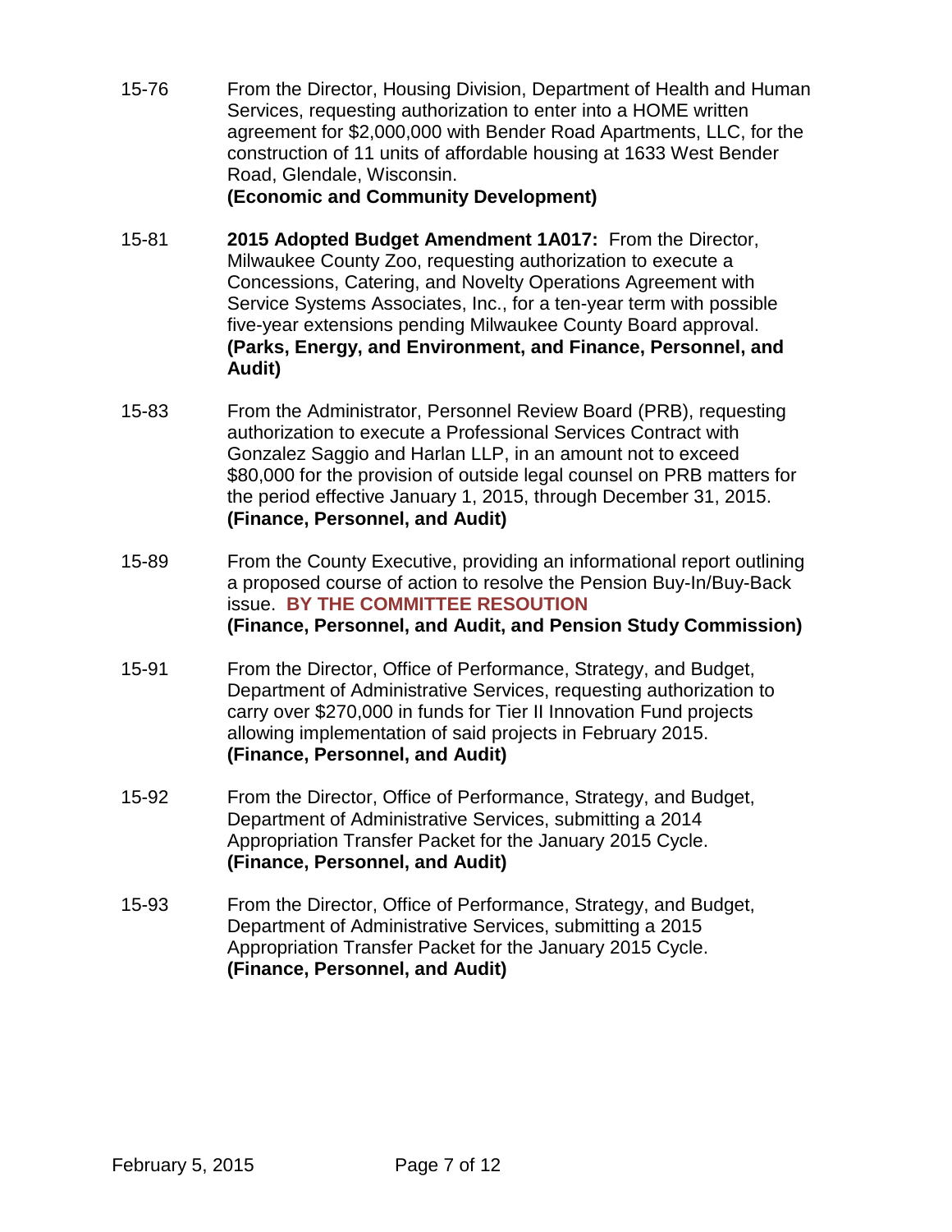15-76 From the Director, Housing Division, Department of Health and Human Services, requesting authorization to enter into a HOME written agreement for $2,000,000 with Bender Road Apartments, LLC, for the construction of 11 units of affordable housing at 1633 West Bender Road, Glendale, Wisconsin.
**(Economic and Community Development)**

15-81 **2015 Adopted Budget Amendment 1A017:** From the Director, Milwaukee County Zoo, requesting authorization to execute a Concessions, Catering, and Novelty Operations Agreement with Service Systems Associates, Inc., for a ten-year term with possible five-year extensions pending Milwaukee County Board approval.
**(Parks, Energy, and Environment, and Finance, Personnel, and Audit)**

15-83 From the Administrator, Personnel Review Board (PRB), requesting authorization to execute a Professional Services Contract with Gonzalez Saggio and Harlan LLP, in an amount not to exceed $80,000 for the provision of outside legal counsel on PRB matters for the period effective January 1, 2015, through December 31, 2015.
**(Finance, Personnel, and Audit)**

15-89 From the County Executive, providing an informational report outlining a proposed course of action to resolve the Pension Buy-In/Buy-Back issue. **BY THE COMMITTEE RESOUTION**
**(Finance, Personnel, and Audit, and Pension Study Commission)**

15-91 From the Director, Office of Performance, Strategy, and Budget, Department of Administrative Services, requesting authorization to carry over $270,000 in funds for Tier II Innovation Fund projects allowing implementation of said projects in February 2015.
**(Finance, Personnel, and Audit)**

15-92 From the Director, Office of Performance, Strategy, and Budget, Department of Administrative Services, submitting a 2014 Appropriation Transfer Packet for the January 2015 Cycle.
**(Finance, Personnel, and Audit)**

15-93 From the Director, Office of Performance, Strategy, and Budget, Department of Administrative Services, submitting a 2015 Appropriation Transfer Packet for the January 2015 Cycle.
**(Finance, Personnel, and Audit)**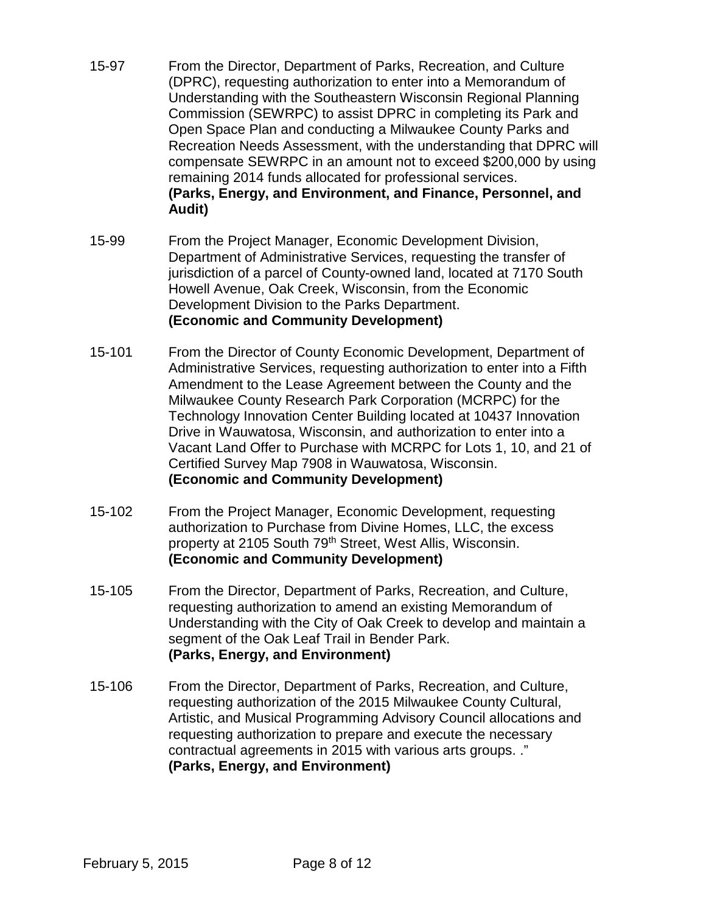15-97 From the Director, Department of Parks, Recreation, and Culture (DPRC), requesting authorization to enter into a Memorandum of Understanding with the Southeastern Wisconsin Regional Planning Commission (SEWRPC) to assist DPRC in completing its Park and Open Space Plan and conducting a Milwaukee County Parks and Recreation Needs Assessment, with the understanding that DPRC will compensate SEWRPC in an amount not to exceed $200,000 by using remaining 2014 funds allocated for professional services.
**(Parks, Energy, and Environment, and Finance, Personnel, and Audit)**

15-99 From the Project Manager, Economic Development Division, Department of Administrative Services, requesting the transfer of jurisdiction of a parcel of County-owned land, located at 7170 South Howell Avenue, Oak Creek, Wisconsin, from the Economic Development Division to the Parks Department.
**(Economic and Community Development)**

15-101 From the Director of County Economic Development, Department of Administrative Services, requesting authorization to enter into a Fifth Amendment to the Lease Agreement between the County and the Milwaukee County Research Park Corporation (MCRPC) for the Technology Innovation Center Building located at 10437 Innovation Drive in Wauwatosa, Wisconsin, and authorization to enter into a Vacant Land Offer to Purchase with MCRPC for Lots 1, 10, and 21 of Certified Survey Map 7908 in Wauwatosa, Wisconsin.
**(Economic and Community Development)**

15-102 From the Project Manager, Economic Development, requesting authorization to Purchase from Divine Homes, LLC, the excess property at 2105 South 79th Street, West Allis, Wisconsin.
**(Economic and Community Development)**

15-105 From the Director, Department of Parks, Recreation, and Culture, requesting authorization to amend an existing Memorandum of Understanding with the City of Oak Creek to develop and maintain a segment of the Oak Leaf Trail in Bender Park.
**(Parks, Energy, and Environment)**

15-106 From the Director, Department of Parks, Recreation, and Culture, requesting authorization of the 2015 Milwaukee County Cultural, Artistic, and Musical Programming Advisory Council allocations and requesting authorization to prepare and execute the necessary contractual agreements in 2015 with various arts groups. ."
**(Parks, Energy, and Environment)**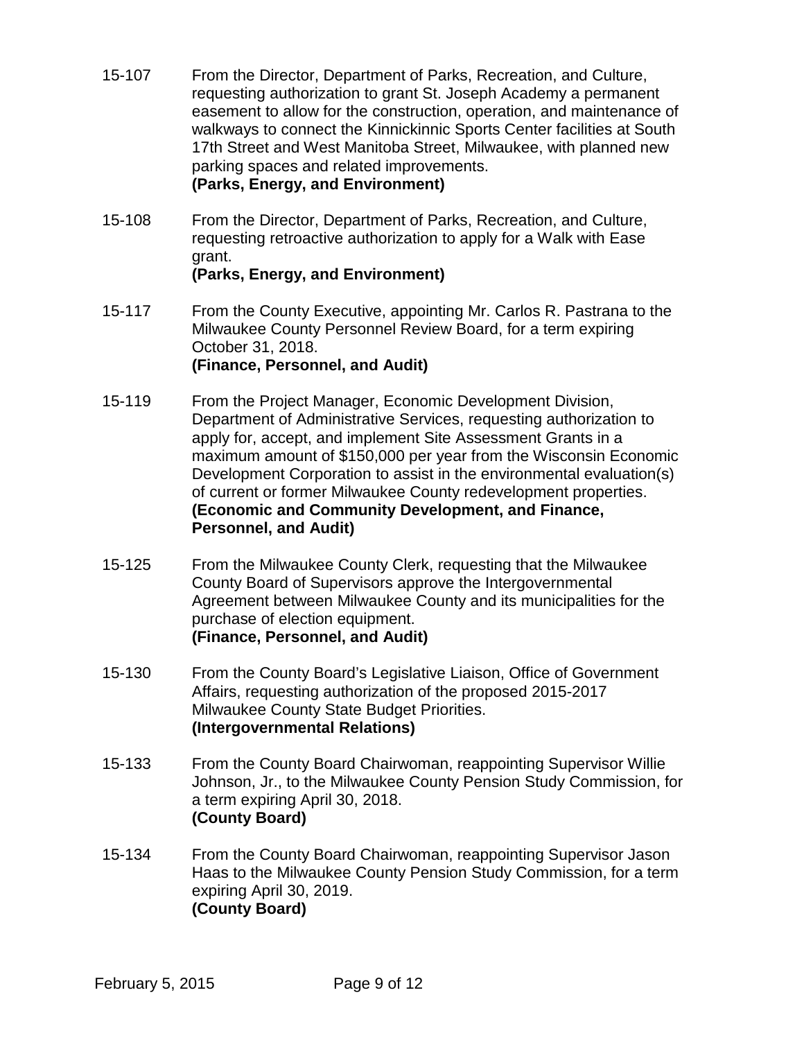15-107 From the Director, Department of Parks, Recreation, and Culture, requesting authorization to grant St. Joseph Academy a permanent easement to allow for the construction, operation, and maintenance of walkways to connect the Kinnickinnic Sports Center facilities at South 17th Street and West Manitoba Street, Milwaukee, with planned new parking spaces and related improvements.
**(Parks, Energy, and Environment)**

15-108 From the Director, Department of Parks, Recreation, and Culture, requesting retroactive authorization to apply for a Walk with Ease grant.
**(Parks, Energy, and Environment)**

15-117 From the County Executive, appointing Mr. Carlos R. Pastrana to the Milwaukee County Personnel Review Board, for a term expiring October 31, 2018.
**(Finance, Personnel, and Audit)**

15-119 From the Project Manager, Economic Development Division, Department of Administrative Services, requesting authorization to apply for, accept, and implement Site Assessment Grants in a maximum amount of $150,000 per year from the Wisconsin Economic Development Corporation to assist in the environmental evaluation(s) of current or former Milwaukee County redevelopment properties.
**(Economic and Community Development, and Finance, Personnel, and Audit)**

15-125 From the Milwaukee County Clerk, requesting that the Milwaukee County Board of Supervisors approve the Intergovernmental Agreement between Milwaukee County and its municipalities for the purchase of election equipment.
**(Finance, Personnel, and Audit)**

15-130 From the County Board's Legislative Liaison, Office of Government Affairs, requesting authorization of the proposed 2015-2017 Milwaukee County State Budget Priorities.
**(Intergovernmental Relations)**

15-133 From the County Board Chairwoman, reappointing Supervisor Willie Johnson, Jr., to the Milwaukee County Pension Study Commission, for a term expiring April 30, 2018.
**(County Board)**

15-134 From the County Board Chairwoman, reappointing Supervisor Jason Haas to the Milwaukee County Pension Study Commission, for a term expiring April 30, 2019.
**(County Board)**

February 5, 2015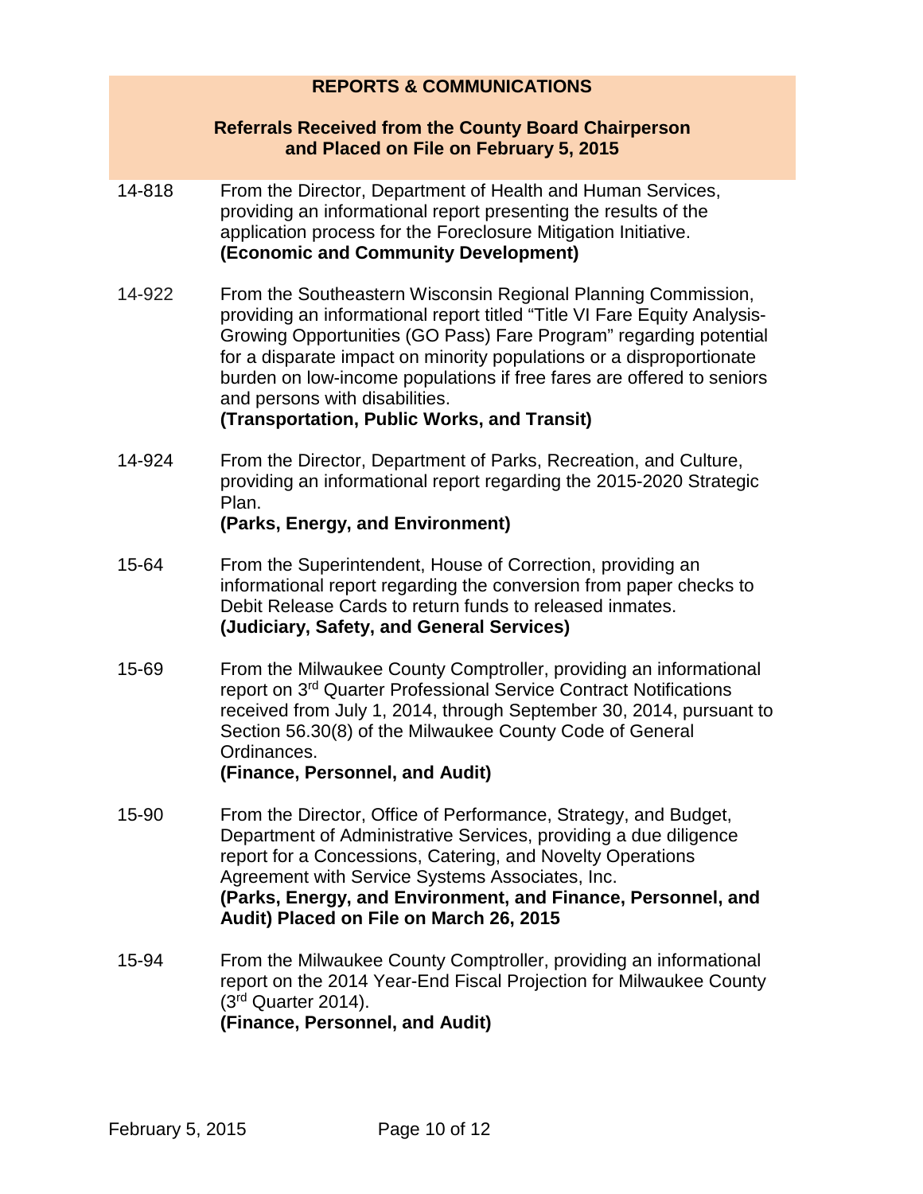## REPORTS & COMMUNICATIONS

### Referrals Received from the County Board Chairperson and Placed on File on February 5, 2015

14-818 From the Director, Department of Health and Human Services, providing an informational report presenting the results of the application process for the Foreclosure Mitigation Initiative.
**(Economic and Community Development)**

14-922 From the Southeastern Wisconsin Regional Planning Commission, providing an informational report titled "Title VI Fare Equity Analysis-Growing Opportunities (GO Pass) Fare Program" regarding potential for a disparate impact on minority populations or a disproportionate burden on low-income populations if free fares are offered to seniors and persons with disabilities.
**(Transportation, Public Works, and Transit)**

14-924 From the Director, Department of Parks, Recreation, and Culture, providing an informational report regarding the 2015-2020 Strategic Plan.
**(Parks, Energy, and Environment)**

15-64 From the Superintendent, House of Correction, providing an informational report regarding the conversion from paper checks to Debit Release Cards to return funds to released inmates.
**(Judiciary, Safety, and General Services)**

15-69 From the Milwaukee County Comptroller, providing an informational report on 3rd Quarter Professional Service Contract Notifications received from July 1, 2014, through September 30, 2014, pursuant to Section 56.30(8) of the Milwaukee County Code of General Ordinances.
**(Finance, Personnel, and Audit)**

15-90 From the Director, Office of Performance, Strategy, and Budget, Department of Administrative Services, providing a due diligence report for a Concessions, Catering, and Novelty Operations Agreement with Service Systems Associates, Inc.
**(Parks, Energy, and Environment, and Finance, Personnel, and Audit) Placed on File on March 26, 2015**

15-94 From the Milwaukee County Comptroller, providing an informational report on the 2014 Year-End Fiscal Projection for Milwaukee County (3rd Quarter 2014).
**(Finance, Personnel, and Audit)**

February 5, 2015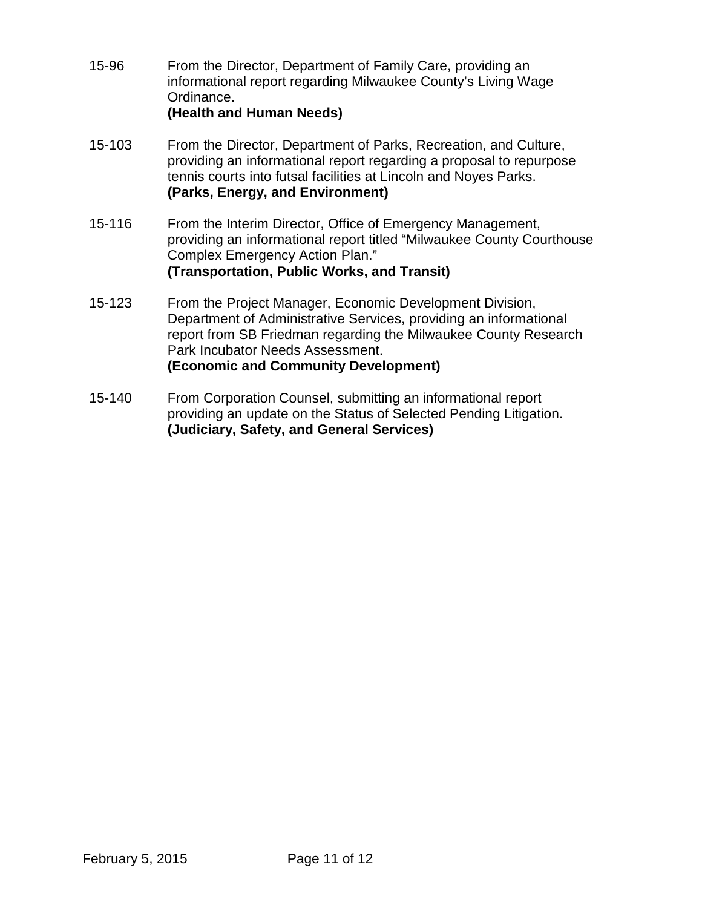15-96 From the Director, Department of Family Care, providing an informational report regarding Milwaukee County's Living Wage Ordinance.
**(Health and Human Needs)**

15-103 From the Director, Department of Parks, Recreation, and Culture, providing an informational report regarding a proposal to repurpose tennis courts into futsal facilities at Lincoln and Noyes Parks.
**(Parks, Energy, and Environment)**

15-116 From the Interim Director, Office of Emergency Management, providing an informational report titled "Milwaukee County Courthouse Complex Emergency Action Plan."
**(Transportation, Public Works, and Transit)**

15-123 From the Project Manager, Economic Development Division, Department of Administrative Services, providing an informational report from SB Friedman regarding the Milwaukee County Research Park Incubator Needs Assessment.
**(Economic and Community Development)**

15-140 From Corporation Counsel, submitting an informational report providing an update on the Status of Selected Pending Litigation.
**(Judiciary, Safety, and General Services)**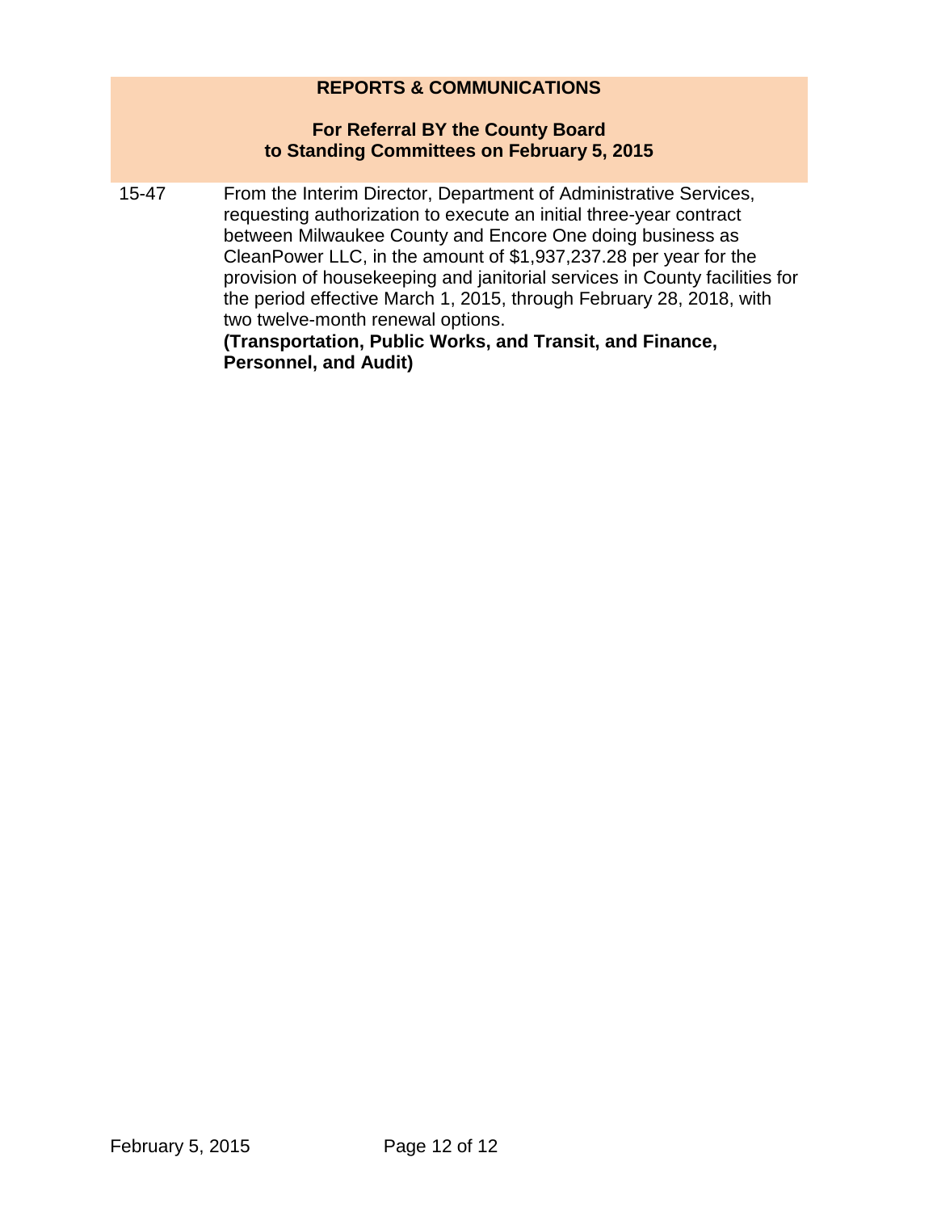## REPORTS & COMMUNICATIONS

### For Referral BY the County Board to Standing Committees on February 5, 2015

15-47 From the Interim Director, Department of Administrative Services, requesting authorization to execute an initial three-year contract between Milwaukee County and Encore One doing business as CleanPower LLC, in the amount of $1,937,237.28 per year for the provision of housekeeping and janitorial services in County facilities for the period effective March 1, 2015, through February 28, 2018, with two twelve-month renewal options.
**(Transportation, Public Works, and Transit, and Finance, Personnel, and Audit)**